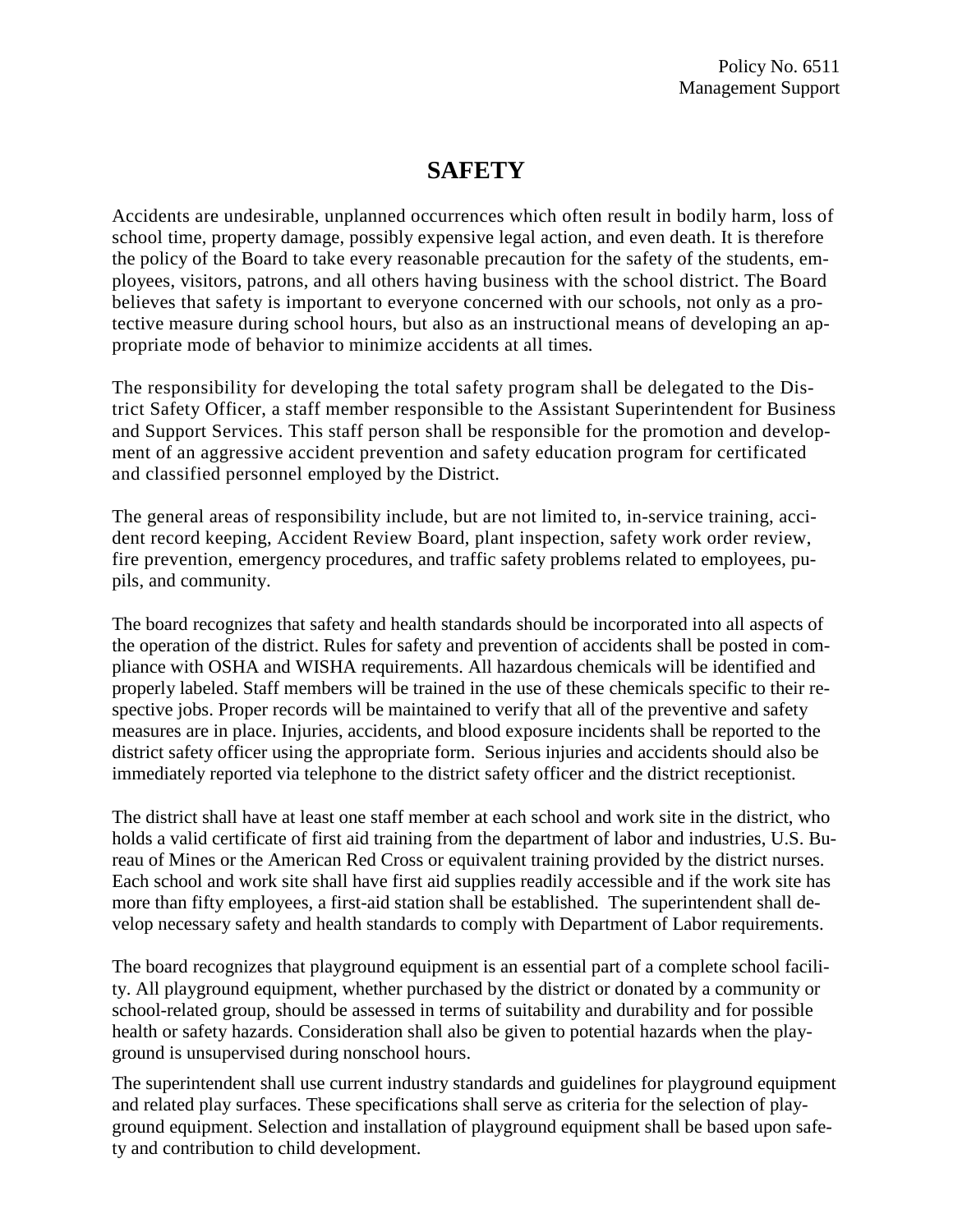Policy No. 6511
Management Support

# SAFETY

Accidents are undesirable, unplanned occurrences which often result in bodily harm, loss of school time, property damage, possibly expensive legal action, and even death. It is therefore the policy of the Board to take every reasonable precaution for the safety of the students, employees, visitors, patrons, and all others having business with the school district. The Board believes that safety is important to everyone concerned with our schools, not only as a protective measure during school hours, but also as an instructional means of developing an appropriate mode of behavior to minimize accidents at all times.

The responsibility for developing the total safety program shall be delegated to the District Safety Officer, a staff member responsible to the Assistant Superintendent for Business and Support Services. This staff person shall be responsible for the promotion and development of an aggressive accident prevention and safety education program for certificated and classified personnel employed by the District.

The general areas of responsibility include, but are not limited to, in-service training, accident record keeping, Accident Review Board, plant inspection, safety work order review, fire prevention, emergency procedures, and traffic safety problems related to employees, pupils, and community.

The board recognizes that safety and health standards should be incorporated into all aspects of the operation of the district. Rules for safety and prevention of accidents shall be posted in compliance with OSHA and WISHA requirements. All hazardous chemicals will be identified and properly labeled. Staff members will be trained in the use of these chemicals specific to their respective jobs. Proper records will be maintained to verify that all of the preventive and safety measures are in place. Injuries, accidents, and blood exposure incidents shall be reported to the district safety officer using the appropriate form. Serious injuries and accidents should also be immediately reported via telephone to the district safety officer and the district receptionist.

The district shall have at least one staff member at each school and work site in the district, who holds a valid certificate of first aid training from the department of labor and industries, U.S. Bureau of Mines or the American Red Cross or equivalent training provided by the district nurses. Each school and work site shall have first aid supplies readily accessible and if the work site has more than fifty employees, a first-aid station shall be established. The superintendent shall develop necessary safety and health standards to comply with Department of Labor requirements.

The board recognizes that playground equipment is an essential part of a complete school facility. All playground equipment, whether purchased by the district or donated by a community or school-related group, should be assessed in terms of suitability and durability and for possible health or safety hazards. Consideration shall also be given to potential hazards when the playground is unsupervised during nonschool hours.

The superintendent shall use current industry standards and guidelines for playground equipment and related play surfaces. These specifications shall serve as criteria for the selection of playground equipment. Selection and installation of playground equipment shall be based upon safety and contribution to child development.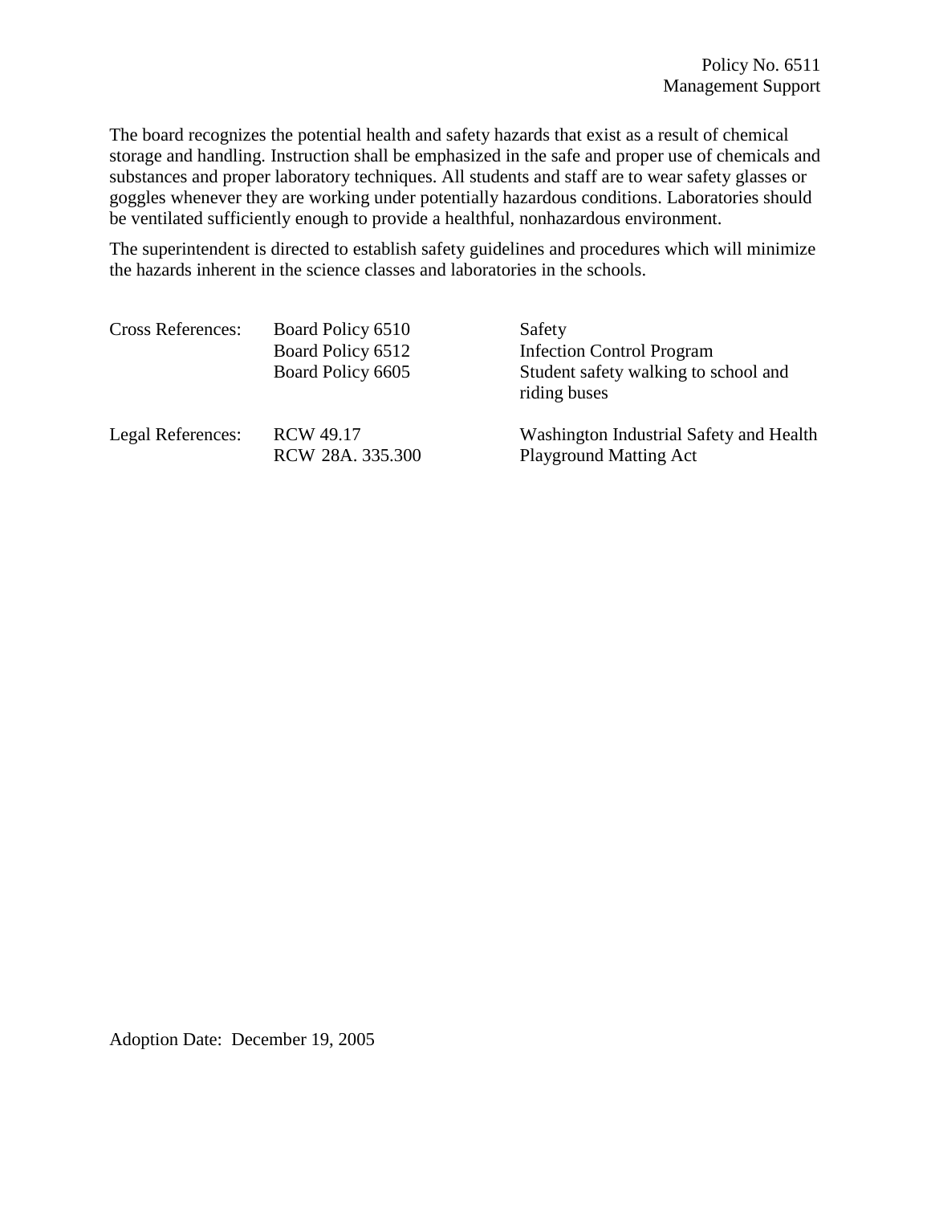Policy No. 6511
Management Support

The board recognizes the potential health and safety hazards that exist as a result of chemical storage and handling. Instruction shall be emphasized in the safe and proper use of chemicals and substances and proper laboratory techniques. All students and staff are to wear safety glasses or goggles whenever they are working under potentially hazardous conditions. Laboratories should be ventilated sufficiently enough to provide a healthful, nonhazardous environment.

The superintendent is directed to establish safety guidelines and procedures which will minimize the hazards inherent in the science classes and laboratories in the schools.

| | | |
|---|---|---|
| Cross References: | Board Policy 6510 | Safety |
| | Board Policy 6512 | Infection Control Program |
| | Board Policy 6605 | Student safety walking to school and riding buses |
| Legal References: | RCW 49.17 | Washington Industrial Safety and Health |
| | RCW 28A. 335.300 | Playground Matting Act |

Adoption Date: December 19, 2005